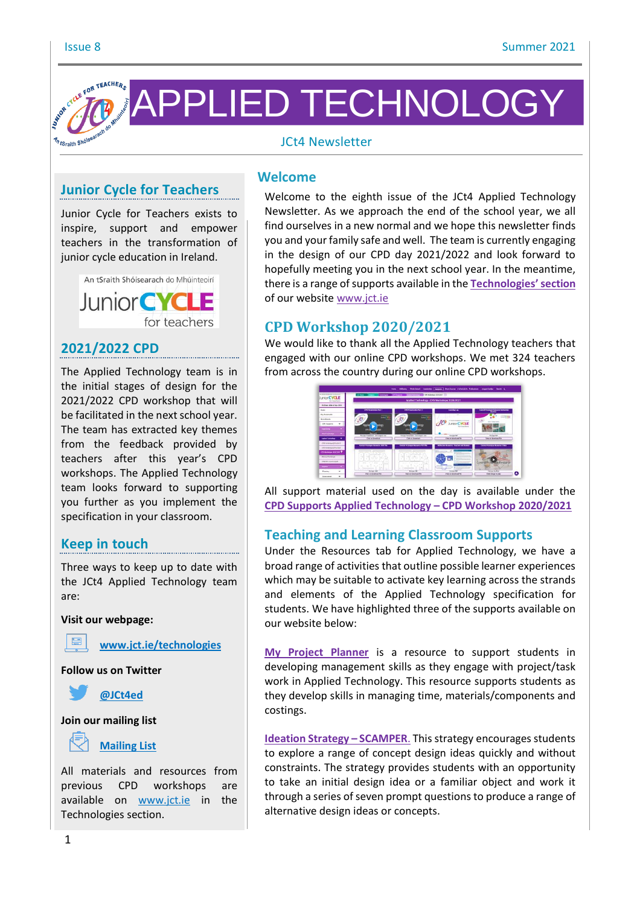# APPLIED TECHNOLOGY

JCt4 Newsletter

## Junior Cycle for Teachers

Junior Cycle for Teachers exists to inspire, support and empower teachers in the transformation of junior cycle education in Ireland.

An tSraith Shóisearach do Mhúinteoirí
JuniorCYCLE for teachers

## 2021/2022 CPD

The Applied Technology team is in the initial stages of design for the 2021/2022 CPD workshop that will be facilitated in the next school year. The team has extracted key themes from the feedback provided by teachers after this year's CPD workshops. The Applied Technology team looks forward to supporting you further as you implement the specification in your classroom.

## Keep in touch

Three ways to keep up to date with the JCt4 Applied Technology team are:

**Visit our webpage:**

[www.jct.ie/technologies](www.jct.ie/technologies)

**Follow us on Twitter**

@JCt4ed

**Join our mailing list**

Mailing List

All materials and resources from previous CPD workshops are available on www.jct.ie in the Technologies section.

## Welcome

Welcome to the eighth issue of the JCt4 Applied Technology Newsletter. As we approach the end of the school year, we all find ourselves in a new normal and we hope this newsletter finds you and your family safe and well. The team is currently engaging in the design of our CPD day 2021/2022 and look forward to hopefully meeting you in the next school year. In the meantime, there is a range of supports available in the **Technologies' section** of our website www.jct.ie

## CPD Workshop 2020/2021

We would like to thank all the Applied Technology teachers that engaged with our online CPD workshops. We met 324 teachers from across the country during our online CPD workshops.

All support material used on the day is available under the **CPD Supports Applied Technology – CPD Workshop 2020/2021**

## Teaching and Learning Classroom Supports

Under the Resources tab for Applied Technology, we have a broad range of activities that outline possible learner experiences which may be suitable to activate key learning across the strands and elements of the Applied Technology specification for students. We have highlighted three of the supports available on our website below:

**My Project Planner** is a resource to support students in developing management skills as they engage with project/task work in Applied Technology. This resource supports students as they develop skills in managing time, materials/components and costings.

**Ideation Strategy – SCAMPER.** This strategy encourages students to explore a range of concept design ideas quickly and without constraints. The strategy provides students with an opportunity to take an initial design idea or a familiar object and work it through a series of seven prompt questions to produce a range of alternative design ideas or concepts.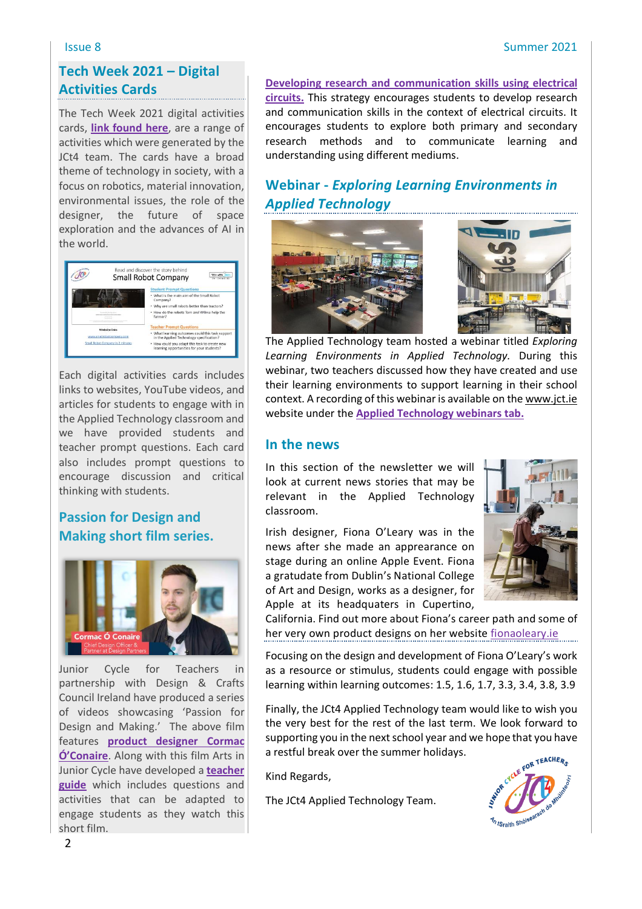## Tech Week 2021 – Digital Activities Cards

The Tech Week 2021 digital activities cards, **link found here**, are a range of activities which were generated by the JCt4 team. The cards have a broad theme of technology in society, with a focus on robotics, material innovation, environmental issues, the role of the designer, the future of space exploration and the advances of AI in the world.

Each digital activities cards includes links to websites, YouTube videos, and articles for students to engage with in the Applied Technology classroom and we have provided students and teacher prompt questions. Each card also includes prompt questions to encourage discussion and critical thinking with students.

## Passion for Design and Making short film series.

Junior Cycle for Teachers in partnership with Design & Crafts Council Ireland have produced a series of videos showcasing 'Passion for Design and Making.' The above film features **product designer Cormac Ó'Conaire**. Along with this film Arts in Junior Cycle have developed a **teacher guide** which includes questions and activities that can be adapted to engage students as they watch this short film.

**Developing research and communication skills using electrical circuits.** This strategy encourages students to develop research and communication skills in the context of electrical circuits. It encourages students to explore both primary and secondary research methods and to communicate learning and understanding using different mediums.

## Webinar - *Exploring Learning Environments in Applied Technology*

The Applied Technology team hosted a webinar titled *Exploring Learning Environments in Applied Technology.* During this webinar, two teachers discussed how they have created and use their learning environments to support learning in their school context. A recording of this webinar is available on the www.jct.ie website under the **Applied Technology webinars tab.**

## In the news

In this section of the newsletter we will look at current news stories that may be relevant in the Applied Technology classroom.

Irish designer, Fiona O'Leary was in the news after she made an appearance on stage during an online Apple Event. Fiona a gratudate from Dublin's National College of Art and Design, works as a designer, for Apple at its headquaters in Cupertino, California. Find out more about Fiona's career path and some of her very own product designs on her website fionaoleary.ie

Focusing on the design and development of Fiona O'Leary's work as a resource or stimulus, students could engage with possible learning within learning outcomes: 1.5, 1.6, 1.7, 3.3, 3.4, 3.8, 3.9

Finally, the JCt4 Applied Technology team would like to wish you the very best for the rest of the last term. We look forward to supporting you in the next school year and we hope that you have a restful break over the summer holidays.

Kind Regards,

The JCt4 Applied Technology Team.